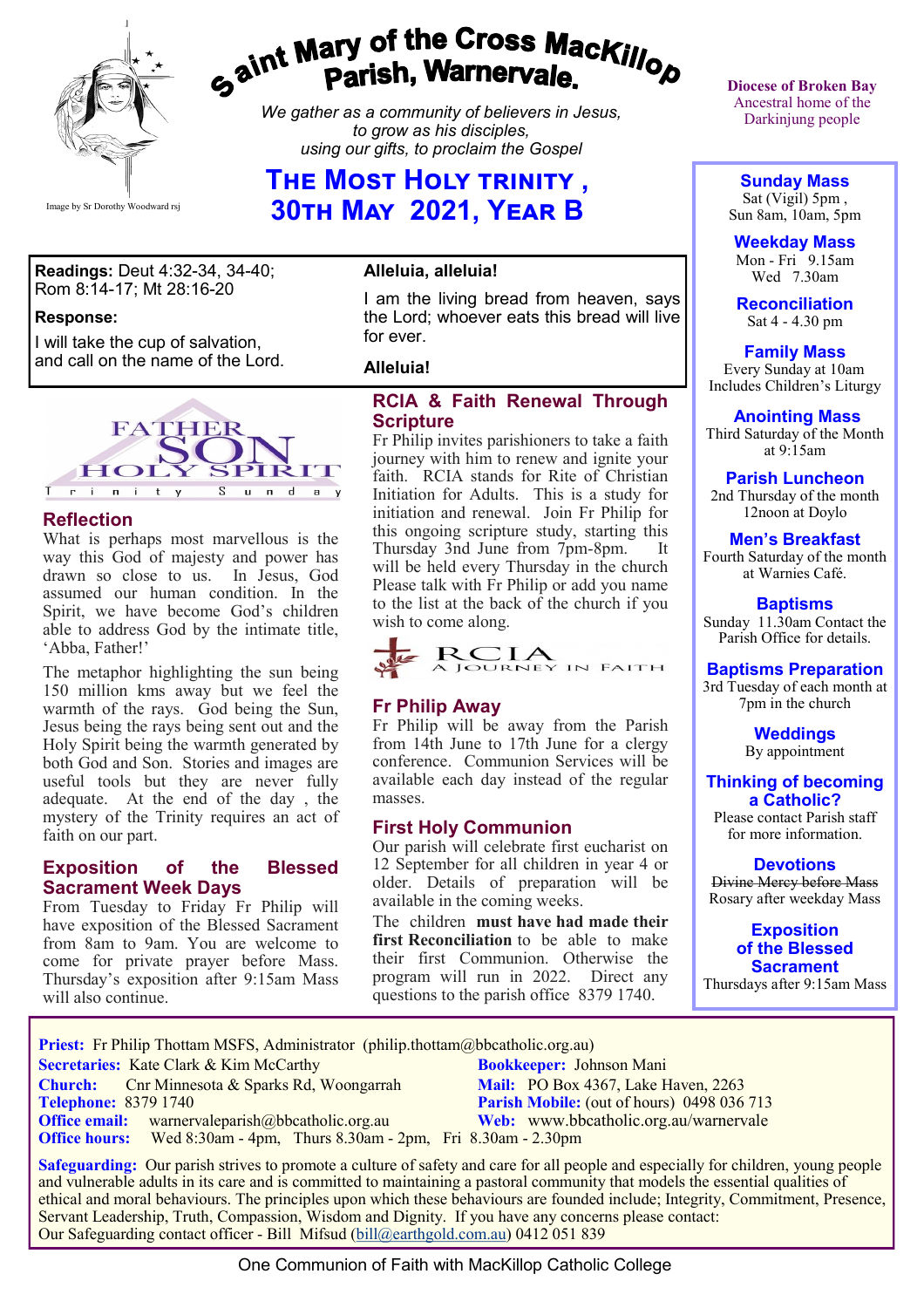# Saint Mary of the Cross MacKillop Parish, Warnervale.

Image by Sr Dorothy Woodward rsj

*We gather as a community of believers in Jesus, to grow as his disciples, using our gifts, to proclaim the Gospel*

## The Most Holy Trinity, 30th May 2021, Year B

Diocese of Broken Bay
Ancestral home of the Darkinjung people

**Readings:** Deut 4:32-34, 34-40; Rom 8:14-17; Mt 28:16-20

**Response:**

I will take the cup of salvation, and call on the name of the Lord.

**Alleluia, alleluia!**

I am the living bread from heaven, says the Lord; whoever eats this bread will live for ever.

**Alleluia!**

FATHER SON HOLY SPIRIT
Trinity Sunday

### Reflection

What is perhaps most marvellous is the way this God of majesty and power has drawn so close to us. In Jesus, God assumed our human condition. In the Spirit, we have become God's children able to address God by the intimate title, 'Abba, Father!'

The metaphor highlighting the sun being 150 million kms away but we feel the warmth of the rays. God being the Sun, Jesus being the rays being sent out and the Holy Spirit being the warmth generated by both God and Son. Stories and images are useful tools but they are never fully adequate. At the end of the day, the mystery of the Trinity requires an act of faith on our part.

### Exposition of the Blessed Sacrament Week Days

From Tuesday to Friday Fr Philip will have exposition of the Blessed Sacrament from 8am to 9am. You are welcome to come for private prayer before Mass. Thursday's exposition after 9:15am Mass will also continue.

### RCIA & Faith Renewal Through Scripture

Fr Philip invites parishioners to take a faith journey with him to renew and ignite your faith. RCIA stands for Rite of Christian Initiation for Adults. This is a study for initiation and renewal. Join Fr Philip for this ongoing scripture study, starting this Thursday 3nd June from 7pm-8pm. It will be held every Thursday in the church Please talk with Fr Philip or add you name to the list at the back of the church if you wish to come along.

RCIA
A JOURNEY IN FAITH

### Fr Philip Away

Fr Philip will be away from the Parish from 14th June to 17th June for a clergy conference. Communion Services will be available each day instead of the regular masses.

### First Holy Communion

Our parish will celebrate first eucharist on 12 September for all children in year 4 or older. Details of preparation will be available in the coming weeks.

The children **must have had made their first Reconciliation** to be able to make their first Communion. Otherwise the program will run in 2022. Direct any questions to the parish office 8379 1740.

---

**Sunday Mass**
Sat (Vigil) 5pm ,
Sun 8am, 10am, 5pm

**Weekday Mass**
Mon - Fri 9.15am
Wed 7.30am

**Reconciliation**
Sat 4 - 4.30 pm

**Family Mass**
Every Sunday at 10am
Includes Children's Liturgy

**Anointing Mass**
Third Saturday of the Month at 9:15am

**Parish Luncheon**
2nd Thursday of the month 12noon at Doylo

**Men's Breakfast**
Fourth Saturday of the month at Warnies Café.

**Baptisms**
Sunday 11.30am Contact the Parish Office for details.

**Baptisms Preparation**
3rd Tuesday of each month at 7pm in the church

**Weddings**
By appointment

**Thinking of becoming a Catholic?**
Please contact Parish staff for more information.

**Devotions**
~~Divine Mercy before Mass~~
Rosary after weekday Mass

**Exposition of the Blessed Sacrament**
Thursdays after 9:15am Mass

---

**Priest:** Fr Philip Thottam MSFS, Administrator (philip.thottam@bbcatholic.org.au)
**Secretaries:** Kate Clark & Kim McCarthy
**Bookkeeper:** Johnson Mani
**Church:** Cnr Minnesota & Sparks Rd, Woongarrah
**Mail:** PO Box 4367, Lake Haven, 2263
**Telephone:** 8379 1740
**Parish Mobile:** (out of hours) 0498 036 713
**Office email:** warnervaleparish@bbcatholic.org.au
**Web:** www.bbcatholic.org.au/warnervale
**Office hours:** Wed 8:30am - 4pm, Thurs 8.30am - 2pm, Fri 8.30am - 2.30pm

**Safeguarding:** Our parish strives to promote a culture of safety and care for all people and especially for children, young people and vulnerable adults in its care and is committed to maintaining a pastoral community that models the essential qualities of ethical and moral behaviours. The principles upon which these behaviours are founded include; Integrity, Commitment, Presence, Servant Leadership, Truth, Compassion, Wisdom and Dignity. If you have any concerns please contact:
Our Safeguarding contact officer - Bill Mifsud (bill@earthgold.com.au) 0412 051 839

One Communion of Faith with MacKillop Catholic College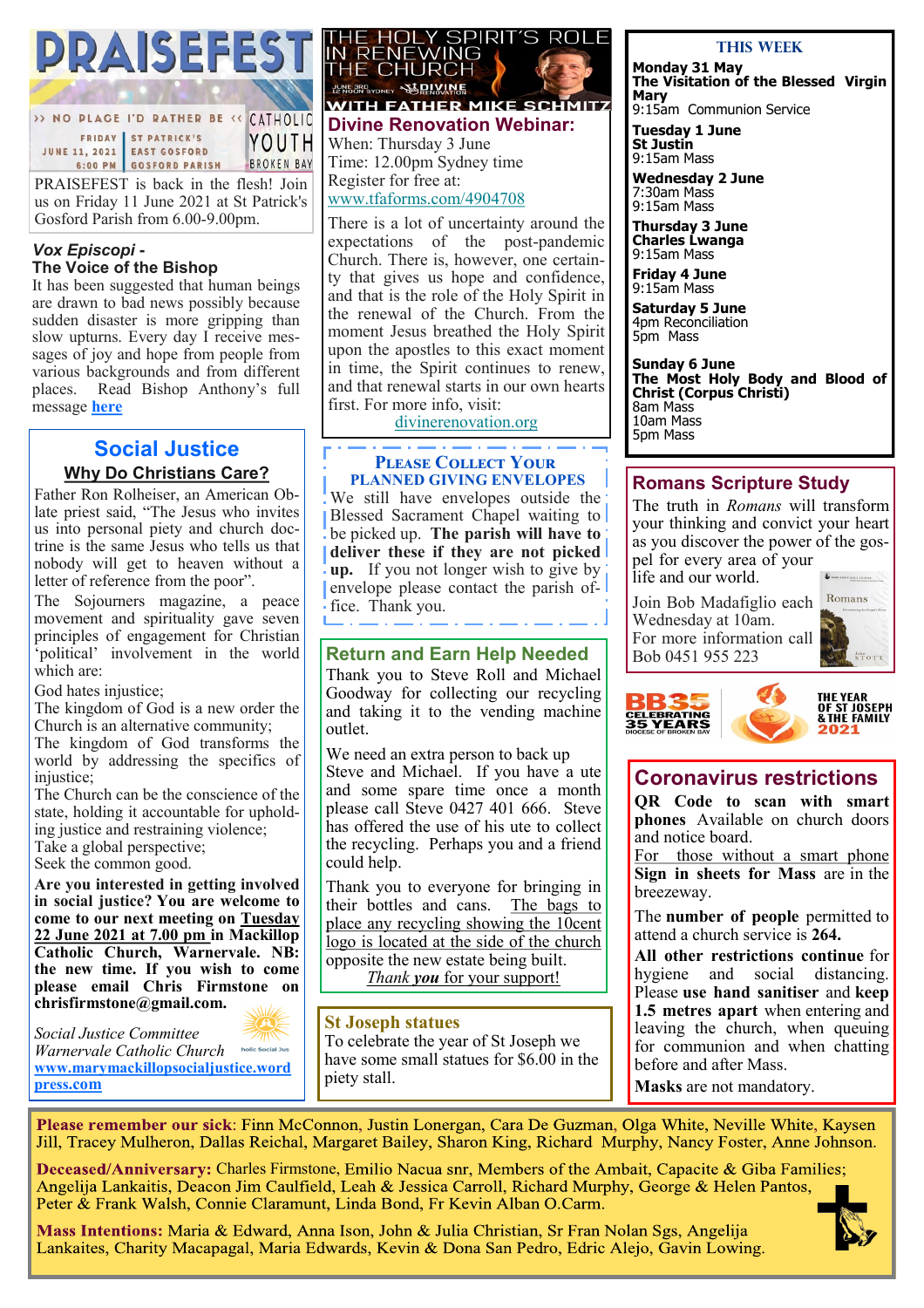# PRAISEFEST

>> NO PLACE I'D RATHER BE <<

FRIDAY JUNE 11, 2021 6:00 PM | ST PATRICK'S EAST GOSFORD GOSFORD PARISH | CATHOLIC YOUTH BROKEN BAY

PRAISEFEST is back in the flesh! Join us on Friday 11 June 2021 at St Patrick's Gosford Parish from 6.00-9.00pm.

### *Vox Episcopi* - The Voice of the Bishop

It has been suggested that human beings are drawn to bad news possibly because sudden disaster is more gripping than slow upturns. Every day I receive messages of joy and hope from people from various backgrounds and from different places. Read Bishop Anthony's full message **here**

## Social Justice

### Why Do Christians Care?

Father Ron Rolheiser, an American Oblate priest said, "The Jesus who invites us into personal piety and church doctrine is the same Jesus who tells us that nobody will get to heaven without a letter of reference from the poor".

The Sojourners magazine, a peace movement and spirituality gave seven principles of engagement for Christian 'political' involvement in the world which are:

God hates injustice;
The kingdom of God is a new order the Church is an alternative community;
The kingdom of God transforms the world by addressing the specifics of injustice;
The Church can be the conscience of the state, holding it accountable for upholding justice and restraining violence;
Take a global perspective;
Seek the common good.

**Are you interested in getting involved in social justice? You are welcome to come to our next meeting on Tuesday 22 June 2021 at 7.00 pm in Mackillop Catholic Church, Warnervale. NB: the new time. If you wish to come please email Chris Firmstone on chrisfirmstone@gmail.com.**

*Social Justice Committee*
*Warnervale Catholic Church*
**www.marymackillopsocialjustice.wordpress.com**

## THE HOLY SPIRIT'S ROLE IN RENEWING THE CHURCH

JUNE 3RD 12 NOON SYDNEY — DIVINE RENOVATION — WITH FATHER MIKE SCHMITZ

### Divine Renovation Webinar:

When: Thursday 3 June
Time: 12.00pm Sydney time
Register for free at:
www.tfaforms.com/4904708

There is a lot of uncertainty around the expectations of the post-pandemic Church. There is, however, one certainty that gives us hope and confidence, and that is the role of the Holy Spirit in the renewal of the Church. From the moment Jesus breathed the Holy Spirit upon the apostles to this exact moment in time, the Spirit continues to renew, and that renewal starts in our own hearts first. For more info, visit:
divinerenovation.org

### Please Collect Your Planned Giving Envelopes

We still have envelopes outside the Blessed Sacrament Chapel waiting to be picked up. **The parish will have to deliver these if they are not picked up.** If you not longer wish to give by envelope please contact the parish office. Thank you.

## Return and Earn Help Needed

Thank you to Steve Roll and Michael Goodway for collecting our recycling and taking it to the vending machine outlet.

We need an extra person to back up Steve and Michael. If you have a ute and some spare time once a month please call Steve 0427 401 666. Steve has offered the use of his ute to collect the recycling. Perhaps you and a friend could help.

Thank you to everyone for bringing in their bottles and cans. The bags to place any recycling showing the 10cent logo is located at the side of the church opposite the new estate being built.

*Thank **you** for your support!*

## St Joseph statues

To celebrate the year of St Joseph we have some small statues for $6.00 in the piety stall.

## THIS WEEK

**Monday 31 May**
**The Visitation of the Blessed Virgin Mary**
9:15am Communion Service

**Tuesday 1 June**
**St Justin**
9:15am Mass

**Wednesday 2 June**
7:30am Mass
9:15am Mass

**Thursday 3 June**
**Charles Lwanga**
9:15am Mass

**Friday 4 June**
9:15am Mass

**Saturday 5 June**
4pm Reconciliation
5pm Mass

**Sunday 6 June**
**The Most Holy Body and Blood of Christ (Corpus Christi)**
8am Mass
10am Mass
5pm Mass

## Romans Scripture Study

The truth in *Romans* will transform your thinking and convict your heart as you discover the power of the gospel for every area of your life and our world.

Join Bob Madafiglio each Wednesday at 10am.
For more information call Bob 0451 955 223

BB35 CELEBRATING 35 YEARS DIOCESE OF BROKEN BAY — THE YEAR OF ST JOSEPH & THE FAMILY 2021

## Coronavirus restrictions

**QR Code to scan with smart phones** Available on church doors and notice board.

For those without a smart phone **Sign in sheets for Mass** are in the breezeway.

The **number of people** permitted to attend a church service is **264.**

**All other restrictions continue** for hygiene and social distancing. Please **use hand sanitiser** and **keep 1.5 metres apart** when entering and leaving the church, when queuing for communion and when chatting before and after Mass.

**Masks** are not mandatory.

---

**Please remember our sick**: Finn McConnon, Justin Lonergan, Cara De Guzman, Olga White, Neville White, Kaysen Jill, Tracey Mulheron, Dallas Reichal, Margaret Bailey, Sharon King, Richard Murphy, Nancy Foster, Anne Johnson.

**Deceased/Anniversary:** Charles Firmstone, Emilio Nacua snr, Members of the Ambait, Capacite & Giba Families; Angelija Lankaitis, Deacon Jim Caulfield, Leah & Jessica Carroll, Richard Murphy, George & Helen Pantos, Peter & Frank Walsh, Connie Claramunt, Linda Bond, Fr Kevin Alban O.Carm.

**Mass Intentions:** Maria & Edward, Anna Ison, John & Julia Christian, Sr Fran Nolan Sgs, Angelija Lankaites, Charity Macapagal, Maria Edwards, Kevin & Dona San Pedro, Edric Alejo, Gavin Lowing.